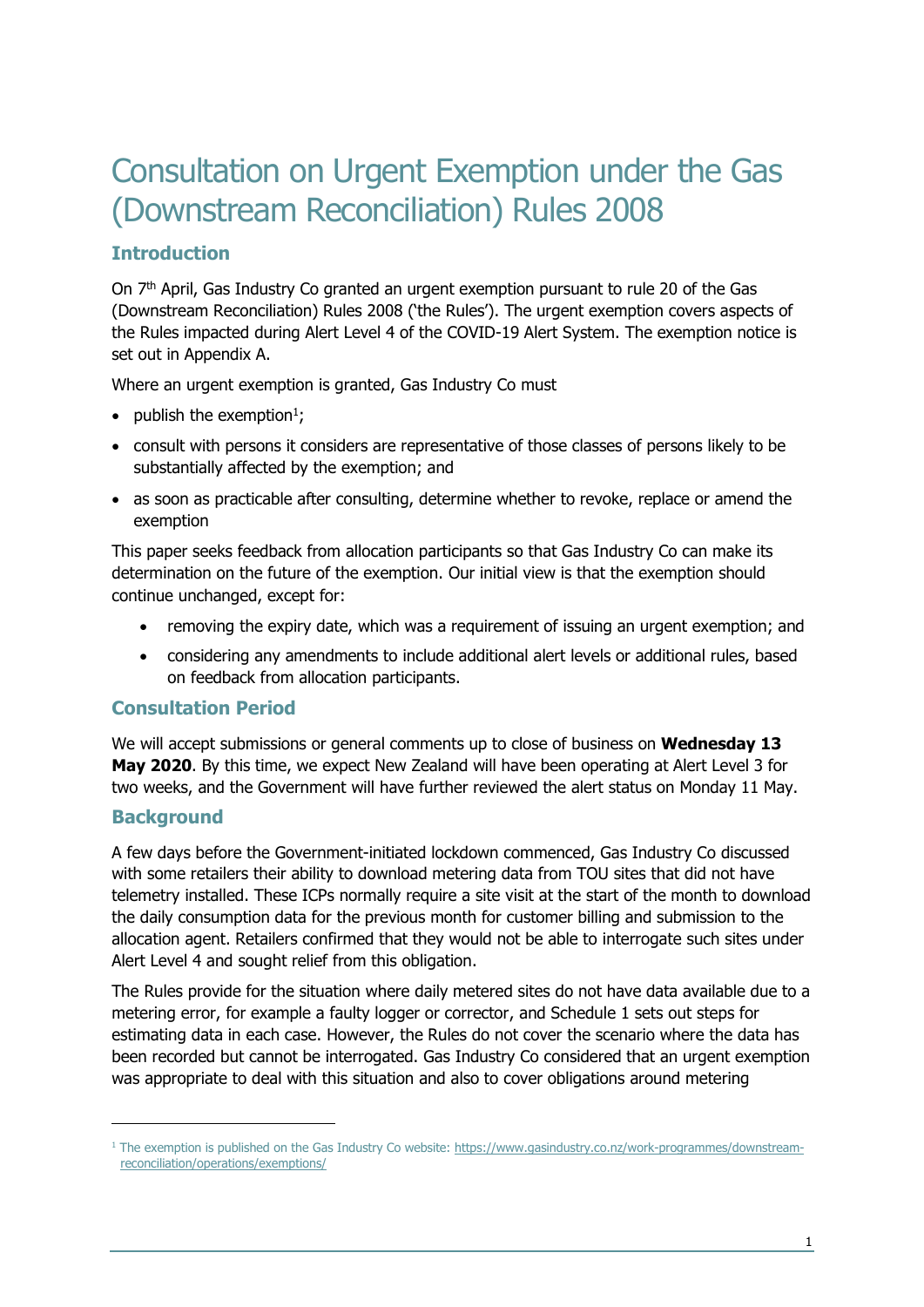# Consultation on Urgent Exemption under the Gas (Downstream Reconciliation) Rules 2008

## Introduction

On 7th April, Gas Industry Co granted an urgent exemption pursuant to rule 20 of the Gas (Downstream Reconciliation) Rules 2008 ('the Rules'). The urgent exemption covers aspects of the Rules impacted during Alert Level 4 of the COVID-19 Alert System. The exemption notice is set out in Appendix A.

Where an urgent exemption is granted, Gas Industry Co must

- publish the exemption[1];
- consult with persons it considers are representative of those classes of persons likely to be substantially affected by the exemption; and
- as soon as practicable after consulting, determine whether to revoke, replace or amend the exemption

This paper seeks feedback from allocation participants so that Gas Industry Co can make its determination on the future of the exemption. Our initial view is that the exemption should continue unchanged, except for:

- removing the expiry date, which was a requirement of issuing an urgent exemption; and
- considering any amendments to include additional alert levels or additional rules, based on feedback from allocation participants.

## Consultation Period

We will accept submissions or general comments up to close of business on **Wednesday 13 May 2020**. By this time, we expect New Zealand will have been operating at Alert Level 3 for two weeks, and the Government will have further reviewed the alert status on Monday 11 May.

## Background

A few days before the Government-initiated lockdown commenced, Gas Industry Co discussed with some retailers their ability to download metering data from TOU sites that did not have telemetry installed. These ICPs normally require a site visit at the start of the month to download the daily consumption data for the previous month for customer billing and submission to the allocation agent. Retailers confirmed that they would not be able to interrogate such sites under Alert Level 4 and sought relief from this obligation.

The Rules provide for the situation where daily metered sites do not have data available due to a metering error, for example a faulty logger or corrector, and Schedule 1 sets out steps for estimating data in each case. However, the Rules do not cover the scenario where the data has been recorded but cannot be interrogated. Gas Industry Co considered that an urgent exemption was appropriate to deal with this situation and also to cover obligations around metering

---

[1] The exemption is published on the Gas Industry Co website: https://www.gasindustry.co.nz/work-programmes/downstream-reconciliation/operations/exemptions/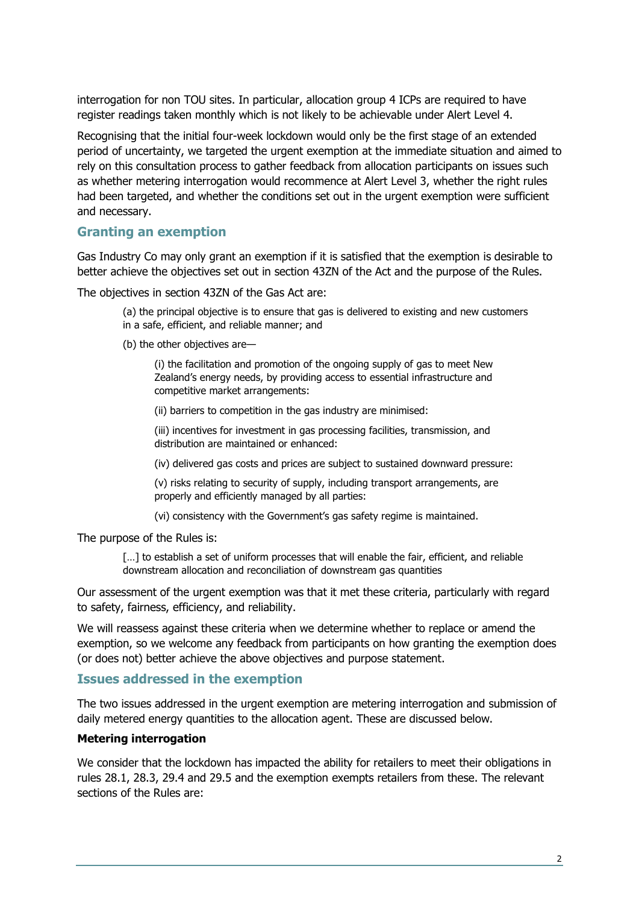interrogation for non TOU sites. In particular, allocation group 4 ICPs are required to have register readings taken monthly which is not likely to be achievable under Alert Level 4.

Recognising that the initial four-week lockdown would only be the first stage of an extended period of uncertainty, we targeted the urgent exemption at the immediate situation and aimed to rely on this consultation process to gather feedback from allocation participants on issues such as whether metering interrogation would recommence at Alert Level 3, whether the right rules had been targeted, and whether the conditions set out in the urgent exemption were sufficient and necessary.

## Granting an exemption

Gas Industry Co may only grant an exemption if it is satisfied that the exemption is desirable to better achieve the objectives set out in section 43ZN of the Act and the purpose of the Rules.

The objectives in section 43ZN of the Gas Act are:

> (a) the principal objective is to ensure that gas is delivered to existing and new customers in a safe, efficient, and reliable manner; and
>
> (b) the other objectives are—
>
> > (i) the facilitation and promotion of the ongoing supply of gas to meet New Zealand's energy needs, by providing access to essential infrastructure and competitive market arrangements:
> >
> > (ii) barriers to competition in the gas industry are minimised:
> >
> > (iii) incentives for investment in gas processing facilities, transmission, and distribution are maintained or enhanced:
> >
> > (iv) delivered gas costs and prices are subject to sustained downward pressure:
> >
> > (v) risks relating to security of supply, including transport arrangements, are properly and efficiently managed by all parties:
> >
> > (vi) consistency with the Government's gas safety regime is maintained.

The purpose of the Rules is:

> […] to establish a set of uniform processes that will enable the fair, efficient, and reliable downstream allocation and reconciliation of downstream gas quantities

Our assessment of the urgent exemption was that it met these criteria, particularly with regard to safety, fairness, efficiency, and reliability.

We will reassess against these criteria when we determine whether to replace or amend the exemption, so we welcome any feedback from participants on how granting the exemption does (or does not) better achieve the above objectives and purpose statement.

## Issues addressed in the exemption

The two issues addressed in the urgent exemption are metering interrogation and submission of daily metered energy quantities to the allocation agent. These are discussed below.

### Metering interrogation

We consider that the lockdown has impacted the ability for retailers to meet their obligations in rules 28.1, 28.3, 29.4 and 29.5 and the exemption exempts retailers from these. The relevant sections of the Rules are: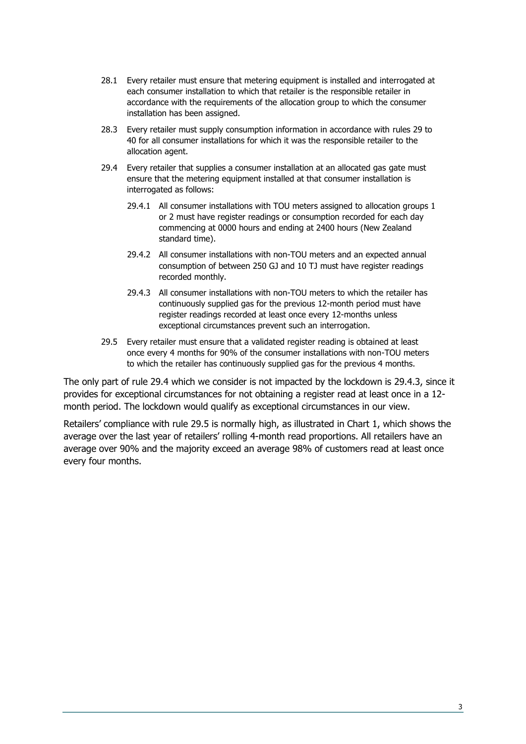28.1 Every retailer must ensure that metering equipment is installed and interrogated at each consumer installation to which that retailer is the responsible retailer in accordance with the requirements of the allocation group to which the consumer installation has been assigned.

28.3 Every retailer must supply consumption information in accordance with rules 29 to 40 for all consumer installations for which it was the responsible retailer to the allocation agent.

29.4 Every retailer that supplies a consumer installation at an allocated gas gate must ensure that the metering equipment installed at that consumer installation is interrogated as follows:

> 29.4.1 All consumer installations with TOU meters assigned to allocation groups 1 or 2 must have register readings or consumption recorded for each day commencing at 0000 hours and ending at 2400 hours (New Zealand standard time).
>
> 29.4.2 All consumer installations with non-TOU meters and an expected annual consumption of between 250 GJ and 10 TJ must have register readings recorded monthly.
>
> 29.4.3 All consumer installations with non-TOU meters to which the retailer has continuously supplied gas for the previous 12-month period must have register readings recorded at least once every 12-months unless exceptional circumstances prevent such an interrogation.

29.5 Every retailer must ensure that a validated register reading is obtained at least once every 4 months for 90% of the consumer installations with non-TOU meters to which the retailer has continuously supplied gas for the previous 4 months.

The only part of rule 29.4 which we consider is not impacted by the lockdown is 29.4.3, since it provides for exceptional circumstances for not obtaining a register read at least once in a 12-month period. The lockdown would qualify as exceptional circumstances in our view.

Retailers' compliance with rule 29.5 is normally high, as illustrated in Chart 1, which shows the average over the last year of retailers' rolling 4-month read proportions. All retailers have an average over 90% and the majority exceed an average 98% of customers read at least once every four months.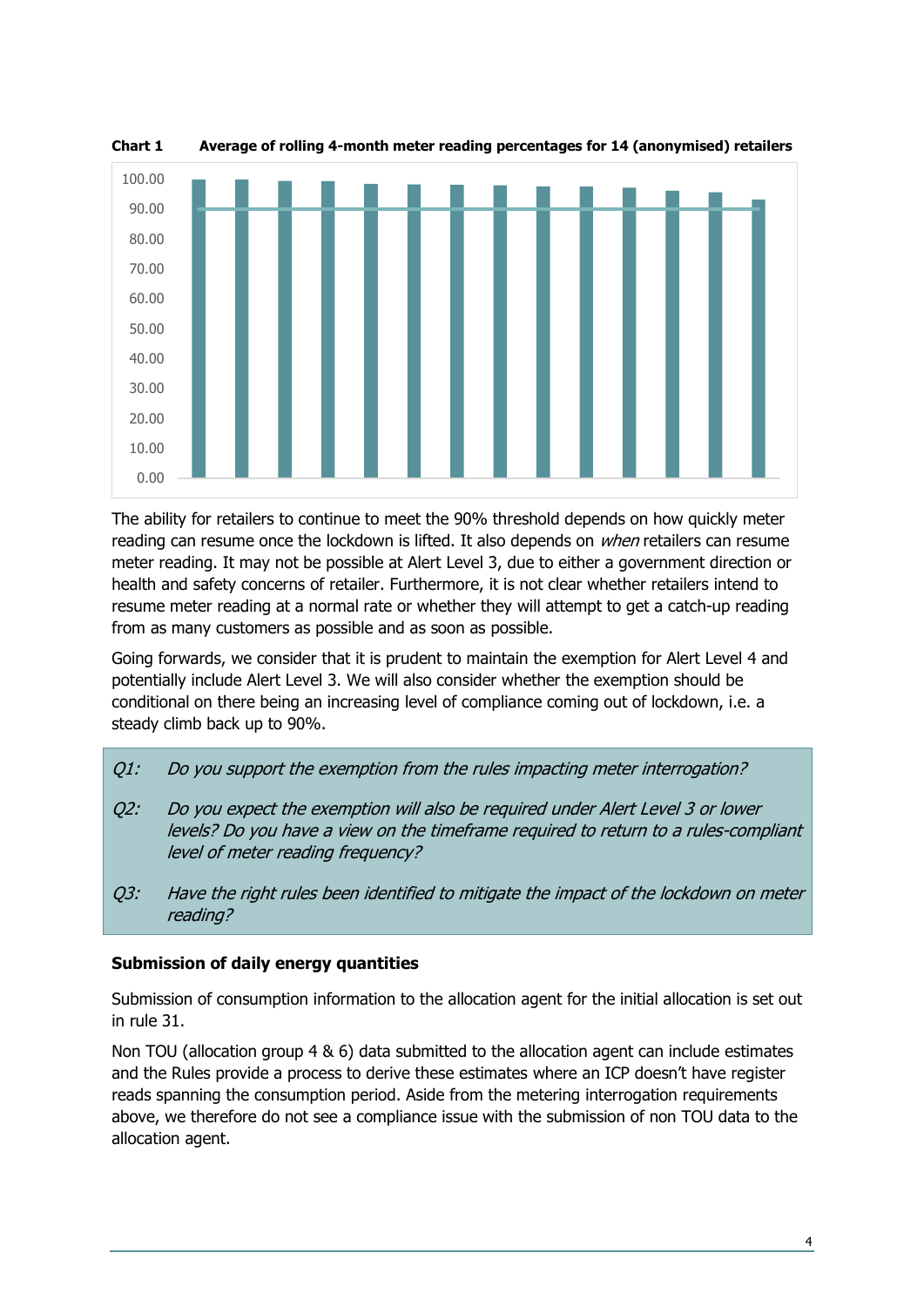**Chart 1 Average of rolling 4-month meter reading percentages for 14 (anonymised) retailers**

The ability for retailers to continue to meet the 90% threshold depends on how quickly meter reading can resume once the lockdown is lifted. It also depends on *when* retailers can resume meter reading. It may not be possible at Alert Level 3, due to either a government direction or health and safety concerns of retailer. Furthermore, it is not clear whether retailers intend to resume meter reading at a normal rate or whether they will attempt to get a catch-up reading from as many customers as possible and as soon as possible.

Going forwards, we consider that it is prudent to maintain the exemption for Alert Level 4 and potentially include Alert Level 3. We will also consider whether the exemption should be conditional on there being an increasing level of compliance coming out of lockdown, i.e. a steady climb back up to 90%.

> *Q1: Do you support the exemption from the rules impacting meter interrogation?*
>
> *Q2: Do you expect the exemption will also be required under Alert Level 3 or lower levels? Do you have a view on the timeframe required to return to a rules-compliant level of meter reading frequency?*
>
> *Q3: Have the right rules been identified to mitigate the impact of the lockdown on meter reading?*

**Submission of daily energy quantities**

Submission of consumption information to the allocation agent for the initial allocation is set out in rule 31.

Non TOU (allocation group 4 & 6) data submitted to the allocation agent can include estimates and the Rules provide a process to derive these estimates where an ICP doesn't have register reads spanning the consumption period. Aside from the metering interrogation requirements above, we therefore do not see a compliance issue with the submission of non TOU data to the allocation agent.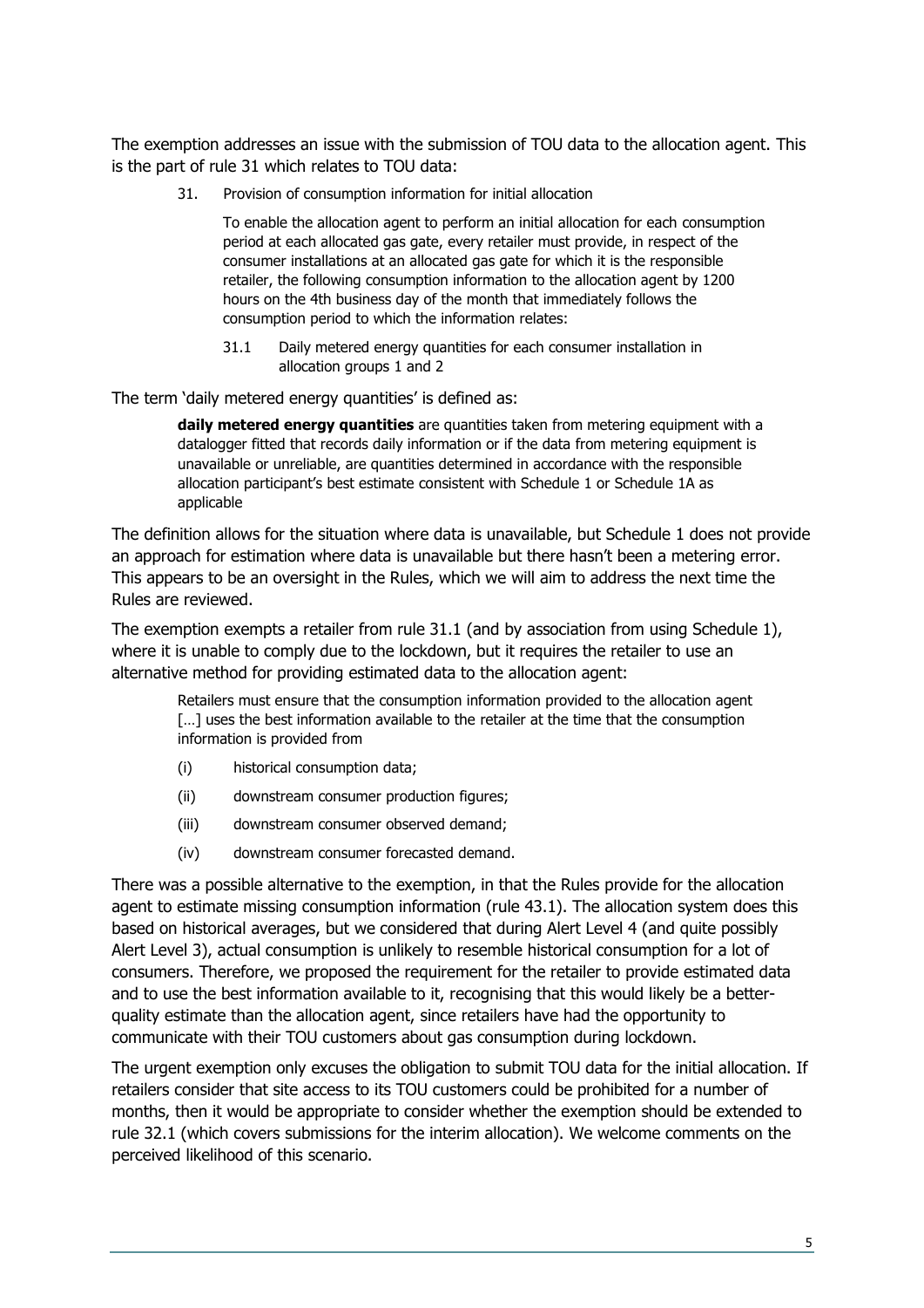The exemption addresses an issue with the submission of TOU data to the allocation agent. This is the part of rule 31 which relates to TOU data:

> 31. Provision of consumption information for initial allocation
>
> To enable the allocation agent to perform an initial allocation for each consumption period at each allocated gas gate, every retailer must provide, in respect of the consumer installations at an allocated gas gate for which it is the responsible retailer, the following consumption information to the allocation agent by 1200 hours on the 4th business day of the month that immediately follows the consumption period to which the information relates:
>
> 31.1 Daily metered energy quantities for each consumer installation in allocation groups 1 and 2

The term 'daily metered energy quantities' is defined as:

> **daily metered energy quantities** are quantities taken from metering equipment with a datalogger fitted that records daily information or if the data from metering equipment is unavailable or unreliable, are quantities determined in accordance with the responsible allocation participant's best estimate consistent with Schedule 1 or Schedule 1A as applicable

The definition allows for the situation where data is unavailable, but Schedule 1 does not provide an approach for estimation where data is unavailable but there hasn't been a metering error. This appears to be an oversight in the Rules, which we will aim to address the next time the Rules are reviewed.

The exemption exempts a retailer from rule 31.1 (and by association from using Schedule 1), where it is unable to comply due to the lockdown, but it requires the retailer to use an alternative method for providing estimated data to the allocation agent:

> Retailers must ensure that the consumption information provided to the allocation agent […] uses the best information available to the retailer at the time that the consumption information is provided from
>
> (i) historical consumption data;
>
> (ii) downstream consumer production figures;
>
> (iii) downstream consumer observed demand;
>
> (iv) downstream consumer forecasted demand.

There was a possible alternative to the exemption, in that the Rules provide for the allocation agent to estimate missing consumption information (rule 43.1). The allocation system does this based on historical averages, but we considered that during Alert Level 4 (and quite possibly Alert Level 3), actual consumption is unlikely to resemble historical consumption for a lot of consumers. Therefore, we proposed the requirement for the retailer to provide estimated data and to use the best information available to it, recognising that this would likely be a better-quality estimate than the allocation agent, since retailers have had the opportunity to communicate with their TOU customers about gas consumption during lockdown.

The urgent exemption only excuses the obligation to submit TOU data for the initial allocation. If retailers consider that site access to its TOU customers could be prohibited for a number of months, then it would be appropriate to consider whether the exemption should be extended to rule 32.1 (which covers submissions for the interim allocation). We welcome comments on the perceived likelihood of this scenario.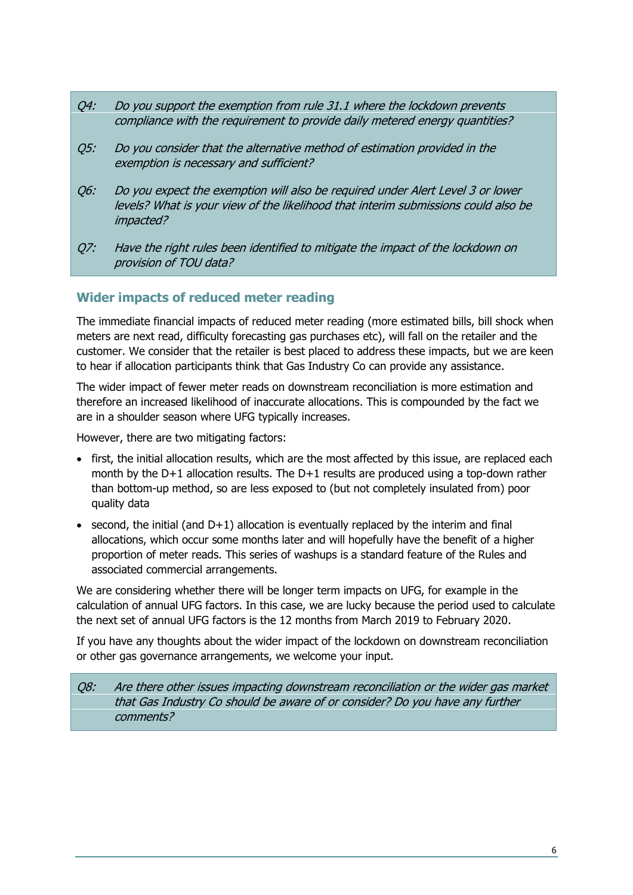*Q4: Do you support the exemption from rule 31.1 where the lockdown prevents compliance with the requirement to provide daily metered energy quantities?*

*Q5: Do you consider that the alternative method of estimation provided in the exemption is necessary and sufficient?*

*Q6: Do you expect the exemption will also be required under Alert Level 3 or lower levels? What is your view of the likelihood that interim submissions could also be impacted?*

*Q7: Have the right rules been identified to mitigate the impact of the lockdown on provision of TOU data?*

## Wider impacts of reduced meter reading

The immediate financial impacts of reduced meter reading (more estimated bills, bill shock when meters are next read, difficulty forecasting gas purchases etc), will fall on the retailer and the customer. We consider that the retailer is best placed to address these impacts, but we are keen to hear if allocation participants think that Gas Industry Co can provide any assistance.

The wider impact of fewer meter reads on downstream reconciliation is more estimation and therefore an increased likelihood of inaccurate allocations. This is compounded by the fact we are in a shoulder season where UFG typically increases.

However, there are two mitigating factors:

- first, the initial allocation results, which are the most affected by this issue, are replaced each month by the D+1 allocation results. The D+1 results are produced using a top-down rather than bottom-up method, so are less exposed to (but not completely insulated from) poor quality data
- second, the initial (and D+1) allocation is eventually replaced by the interim and final allocations, which occur some months later and will hopefully have the benefit of a higher proportion of meter reads. This series of washups is a standard feature of the Rules and associated commercial arrangements.

We are considering whether there will be longer term impacts on UFG, for example in the calculation of annual UFG factors. In this case, we are lucky because the period used to calculate the next set of annual UFG factors is the 12 months from March 2019 to February 2020.

If you have any thoughts about the wider impact of the lockdown on downstream reconciliation or other gas governance arrangements, we welcome your input.

*Q8: Are there other issues impacting downstream reconciliation or the wider gas market that Gas Industry Co should be aware of or consider? Do you have any further comments?*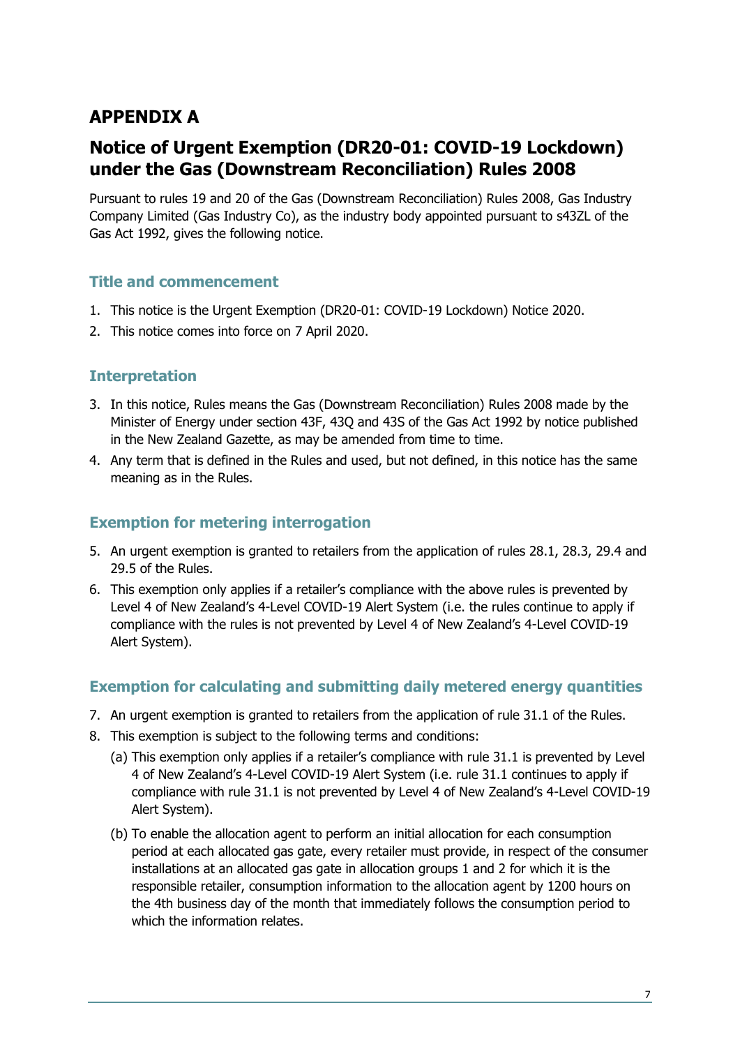# APPENDIX A

## Notice of Urgent Exemption (DR20-01: COVID-19 Lockdown) under the Gas (Downstream Reconciliation) Rules 2008

Pursuant to rules 19 and 20 of the Gas (Downstream Reconciliation) Rules 2008, Gas Industry Company Limited (Gas Industry Co), as the industry body appointed pursuant to s43ZL of the Gas Act 1992, gives the following notice.

### Title and commencement

1. This notice is the Urgent Exemption (DR20-01: COVID-19 Lockdown) Notice 2020.
2. This notice comes into force on 7 April 2020.

### Interpretation

3. In this notice, Rules means the Gas (Downstream Reconciliation) Rules 2008 made by the Minister of Energy under section 43F, 43Q and 43S of the Gas Act 1992 by notice published in the New Zealand Gazette, as may be amended from time to time.
4. Any term that is defined in the Rules and used, but not defined, in this notice has the same meaning as in the Rules.

### Exemption for metering interrogation

5. An urgent exemption is granted to retailers from the application of rules 28.1, 28.3, 29.4 and 29.5 of the Rules.
6. This exemption only applies if a retailer's compliance with the above rules is prevented by Level 4 of New Zealand's 4-Level COVID-19 Alert System (i.e. the rules continue to apply if compliance with the rules is not prevented by Level 4 of New Zealand's 4-Level COVID-19 Alert System).

### Exemption for calculating and submitting daily metered energy quantities

7. An urgent exemption is granted to retailers from the application of rule 31.1 of the Rules.
8. This exemption is subject to the following terms and conditions:
   (a) This exemption only applies if a retailer's compliance with rule 31.1 is prevented by Level 4 of New Zealand's 4-Level COVID-19 Alert System (i.e. rule 31.1 continues to apply if compliance with rule 31.1 is not prevented by Level 4 of New Zealand's 4-Level COVID-19 Alert System).

   (b) To enable the allocation agent to perform an initial allocation for each consumption period at each allocated gas gate, every retailer must provide, in respect of the consumer installations at an allocated gas gate in allocation groups 1 and 2 for which it is the responsible retailer, consumption information to the allocation agent by 1200 hours on the 4th business day of the month that immediately follows the consumption period to which the information relates.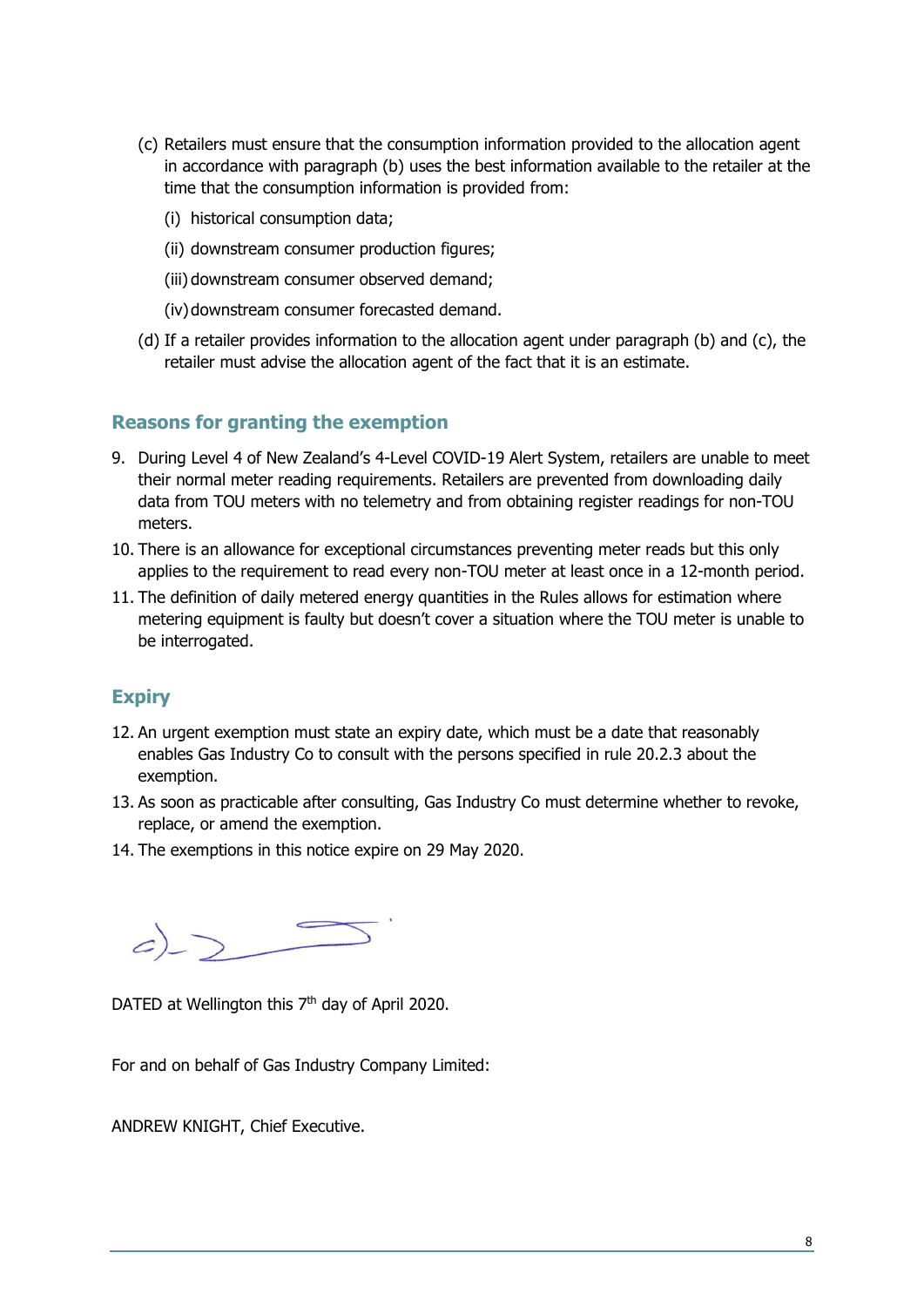(c) Retailers must ensure that the consumption information provided to the allocation agent in accordance with paragraph (b) uses the best information available to the retailer at the time that the consumption information is provided from:

   (i) historical consumption data;

   (ii) downstream consumer production figures;

   (iii) downstream consumer observed demand;

   (iv) downstream consumer forecasted demand.

(d) If a retailer provides information to the allocation agent under paragraph (b) and (c), the retailer must advise the allocation agent of the fact that it is an estimate.

## Reasons for granting the exemption

9. During Level 4 of New Zealand's 4-Level COVID-19 Alert System, retailers are unable to meet their normal meter reading requirements. Retailers are prevented from downloading daily data from TOU meters with no telemetry and from obtaining register readings for non-TOU meters.
10. There is an allowance for exceptional circumstances preventing meter reads but this only applies to the requirement to read every non-TOU meter at least once in a 12-month period.
11. The definition of daily metered energy quantities in the Rules allows for estimation where metering equipment is faulty but doesn't cover a situation where the TOU meter is unable to be interrogated.

## Expiry

12. An urgent exemption must state an expiry date, which must be a date that reasonably enables Gas Industry Co to consult with the persons specified in rule 20.2.3 about the exemption.
13. As soon as practicable after consulting, Gas Industry Co must determine whether to revoke, replace, or amend the exemption.
14. The exemptions in this notice expire on 29 May 2020.

DATED at Wellington this 7th day of April 2020.

For and on behalf of Gas Industry Company Limited:

ANDREW KNIGHT, Chief Executive.